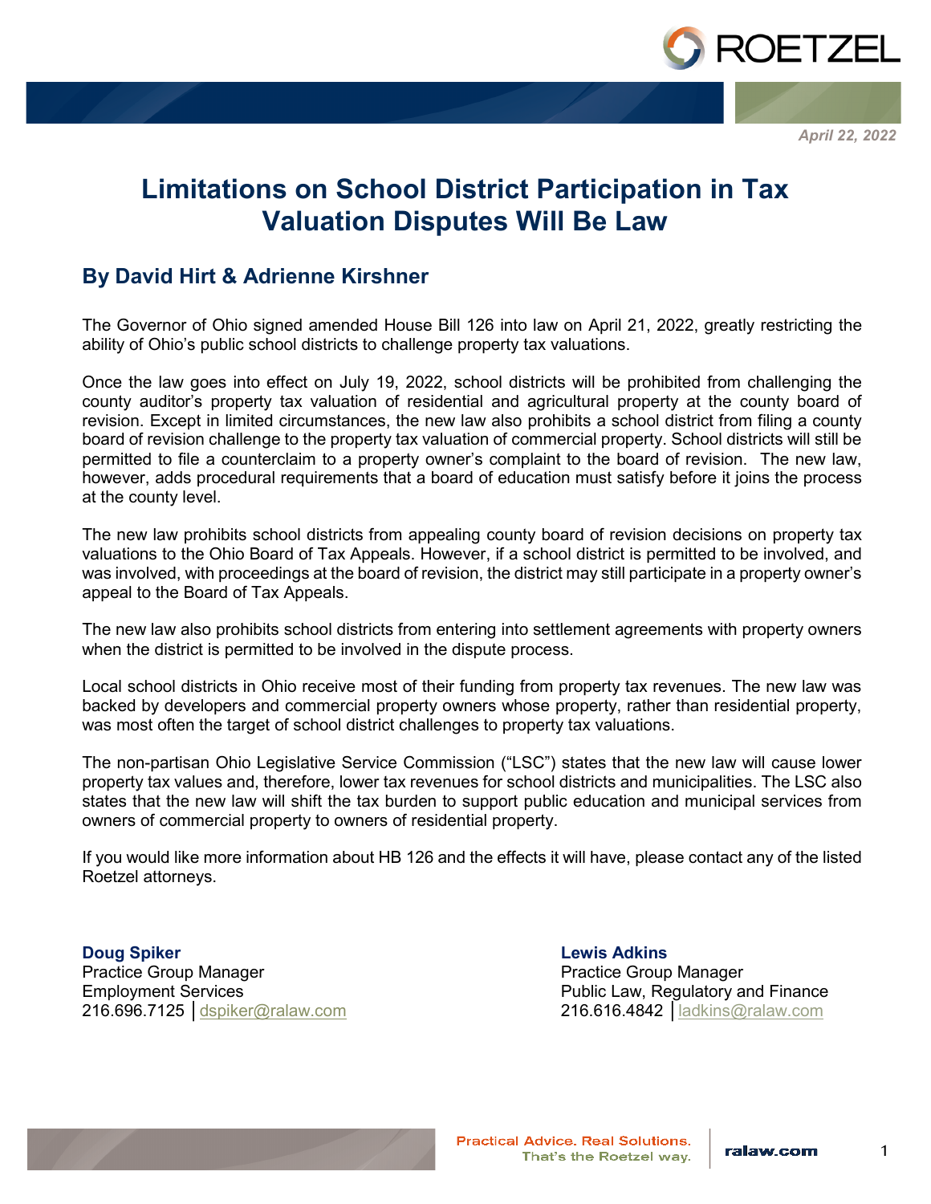April 22, 2022

# Limitations on School District Participation in Tax Valuation Disputes Will Be Law

## By David Hirt & Adrienne Kirshner

The Governor of Ohio signed amended House Bill 126 into law on April 21, 2022, greatly restricting the ability of Ohio's public school districts to challenge property tax valuations.

Once the law goes into effect on July 19, 2022, school districts will be prohibited from challenging the county auditor's property tax valuation of residential and agricultural property at the county board of revision. Except in limited circumstances, the new law also prohibits a school district from filing a county board of revision challenge to the property tax valuation of commercial property. School districts will still be permitted to file a counterclaim to a property owner's complaint to the board of revision. The new law, however, adds procedural requirements that a board of education must satisfy before it joins the process at the county level.

The new law prohibits school districts from appealing county board of revision decisions on property tax valuations to the Ohio Board of Tax Appeals. However, if a school district is permitted to be involved, and was involved, with proceedings at the board of revision, the district may still participate in a property owner's appeal to the Board of Tax Appeals.

The new law also prohibits school districts from entering into settlement agreements with property owners when the district is permitted to be involved in the dispute process.

Local school districts in Ohio receive most of their funding from property tax revenues. The new law was backed by developers and commercial property owners whose property, rather than residential property, was most often the target of school district challenges to property tax valuations.

The non-partisan Ohio Legislative Service Commission ("LSC") states that the new law will cause lower property tax values and, therefore, lower tax revenues for school districts and municipalities. The LSC also states that the new law will shift the tax burden to support public education and municipal services from owners of commercial property to owners of residential property.

If you would like more information about HB 126 and the effects it will have, please contact any of the listed Roetzel attorneys.

**Doug Spiker**
Practice Group Manager
Employment Services
216.696.7125 | dspiker@ralaw.com

**Lewis Adkins**
Practice Group Manager
Public Law, Regulatory and Finance
216.616.4842 | ladkins@ralaw.com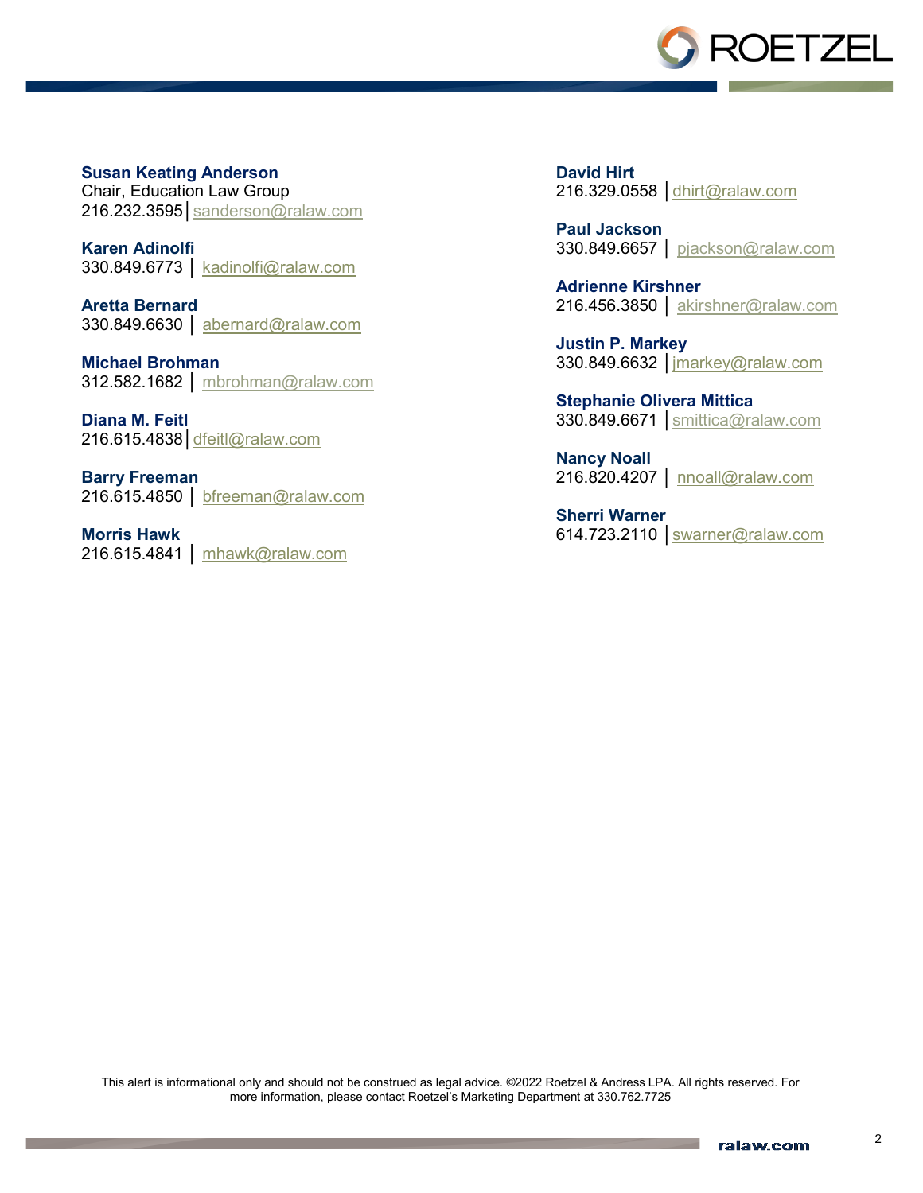**Susan Keating Anderson**
Chair, Education Law Group
216.232.3595 | sanderson@ralaw.com

**Karen Adinolfi**
330.849.6773 | kadinolfi@ralaw.com

**Aretta Bernard**
330.849.6630 | abernard@ralaw.com

**Michael Brohman**
312.582.1682 | mbrohman@ralaw.com

**Diana M. Feitl**
216.615.4838 | dfeitl@ralaw.com

**Barry Freeman**
216.615.4850 | bfreeman@ralaw.com

**Morris Hawk**
216.615.4841 | mhawk@ralaw.com

**David Hirt**
216.329.0558 | dhirt@ralaw.com

**Paul Jackson**
330.849.6657 | pjackson@ralaw.com

**Adrienne Kirshner**
216.456.3850 | akirshner@ralaw.com

**Justin P. Markey**
330.849.6632 | jmarkey@ralaw.com

**Stephanie Olivera Mittica**
330.849.6671 | smittica@ralaw.com

**Nancy Noall**
216.820.4207 | nnoall@ralaw.com

**Sherri Warner**
614.723.2110 | swarner@ralaw.com

This alert is informational only and should not be construed as legal advice. ©2022 Roetzel & Andress LPA. All rights reserved. For more information, please contact Roetzel's Marketing Department at 330.762.7725